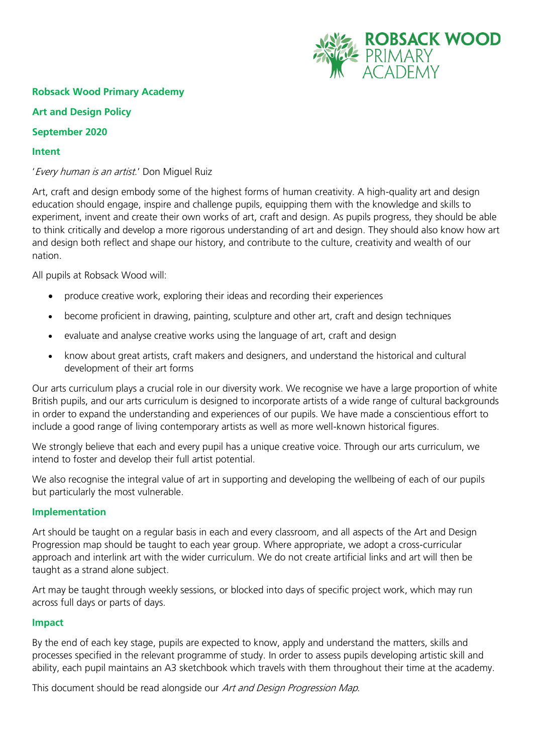**Robsack Wood Primary Academy**

**Art and Design Policy**

**September 2020**

## Intent

'*Every human is an artist.*' Don Miguel Ruiz

Art, craft and design embody some of the highest forms of human creativity. A high-quality art and design education should engage, inspire and challenge pupils, equipping them with the knowledge and skills to experiment, invent and create their own works of art, craft and design. As pupils progress, they should be able to think critically and develop a more rigorous understanding of art and design. They should also know how art and design both reflect and shape our history, and contribute to the culture, creativity and wealth of our nation.

All pupils at Robsack Wood will:

- produce creative work, exploring their ideas and recording their experiences
- become proficient in drawing, painting, sculpture and other art, craft and design techniques
- evaluate and analyse creative works using the language of art, craft and design
- know about great artists, craft makers and designers, and understand the historical and cultural development of their art forms

Our arts curriculum plays a crucial role in our diversity work. We recognise we have a large proportion of white British pupils, and our arts curriculum is designed to incorporate artists of a wide range of cultural backgrounds in order to expand the understanding and experiences of our pupils. We have made a conscientious effort to include a good range of living contemporary artists as well as more well-known historical figures.

We strongly believe that each and every pupil has a unique creative voice. Through our arts curriculum, we intend to foster and develop their full artist potential.

We also recognise the integral value of art in supporting and developing the wellbeing of each of our pupils but particularly the most vulnerable.

## Implementation

Art should be taught on a regular basis in each and every classroom, and all aspects of the Art and Design Progression map should be taught to each year group. Where appropriate, we adopt a cross-curricular approach and interlink art with the wider curriculum. We do not create artificial links and art will then be taught as a strand alone subject.

Art may be taught through weekly sessions, or blocked into days of specific project work, which may run across full days or parts of days.

## Impact

By the end of each key stage, pupils are expected to know, apply and understand the matters, skills and processes specified in the relevant programme of study. In order to assess pupils developing artistic skill and ability, each pupil maintains an A3 sketchbook which travels with them throughout their time at the academy.

This document should be read alongside our *Art and Design Progression Map*.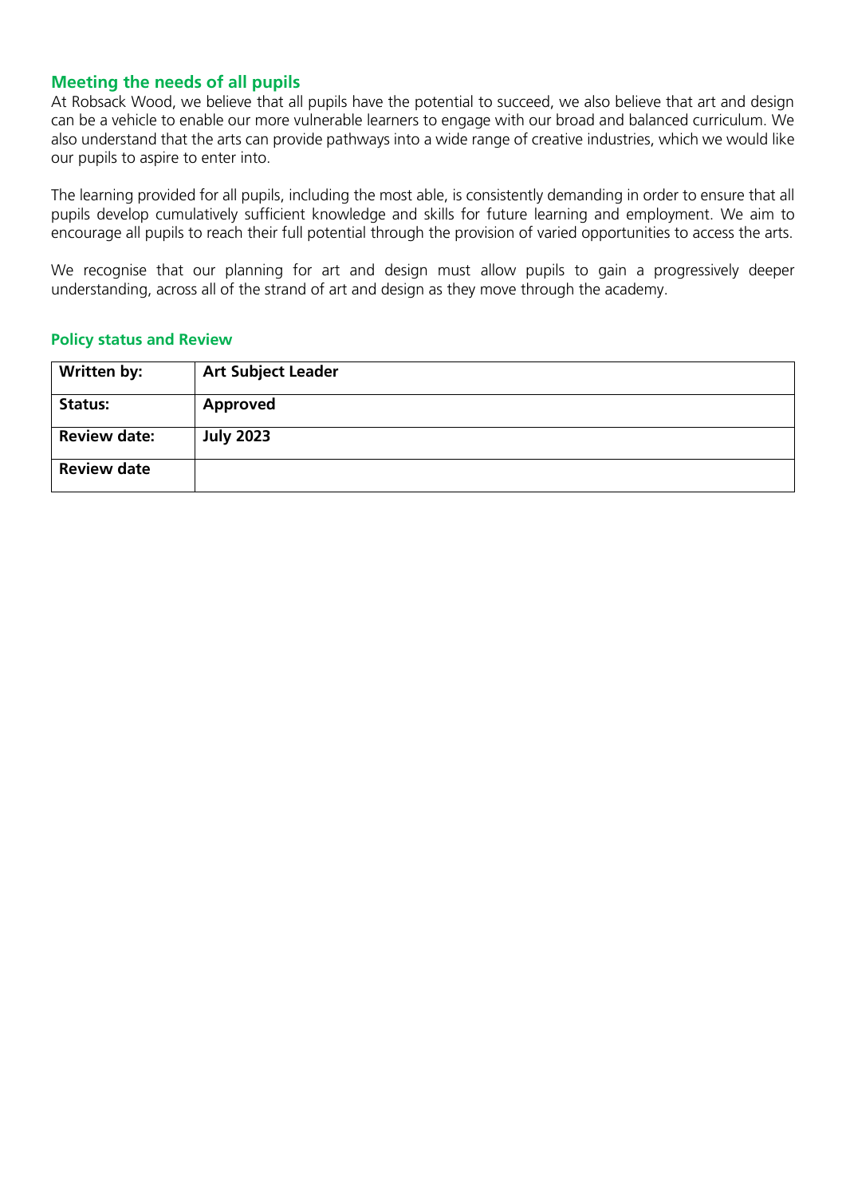## Meeting the needs of all pupils

At Robsack Wood, we believe that all pupils have the potential to succeed, we also believe that art and design can be a vehicle to enable our more vulnerable learners to engage with our broad and balanced curriculum. We also understand that the arts can provide pathways into a wide range of creative industries, which we would like our pupils to aspire to enter into.

The learning provided for all pupils, including the most able, is consistently demanding in order to ensure that all pupils develop cumulatively sufficient knowledge and skills for future learning and employment. We aim to encourage all pupils to reach their full potential through the provision of varied opportunities to access the arts.

We recognise that our planning for art and design must allow pupils to gain a progressively deeper understanding, across all of the strand of art and design as they move through the academy.

### Policy status and Review

| | |
|---|---|
| **Written by:** | **Art Subject Leader** |
| **Status:** | **Approved** |
| **Review date:** | **July 2023** |
| **Review date** | |